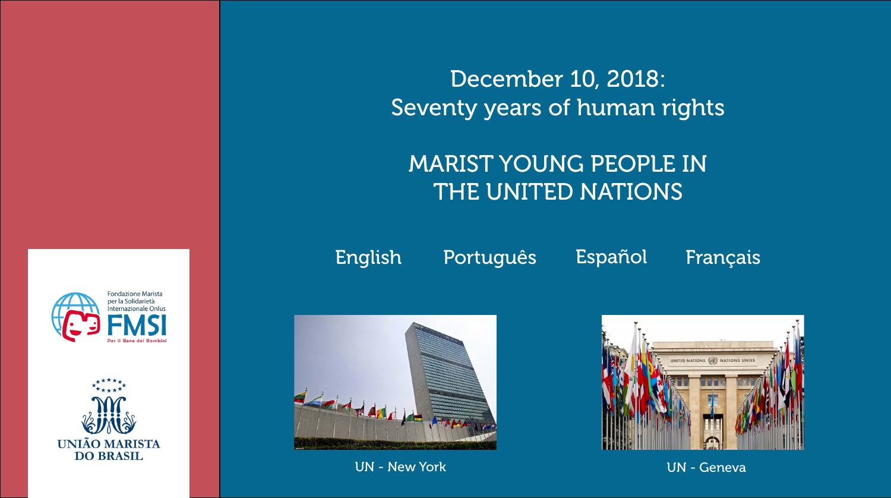# December 10, 2018: Seventy years of human rights

## MARIST YOUNG PEOPLE IN THE UNITED NATIONS

English Português Español Français

UN - New York

UN - Geneva

Fondazione Marista per la Solidarietà Internazionale Onlus

FMSI

Per il Bene dei Bambini

UNIÃO MARISTA DO BRASIL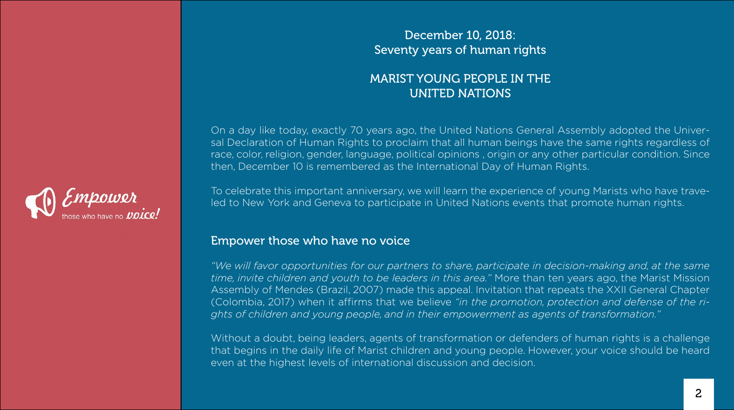Empower those who have no voice!

# December 10, 2018: Seventy years of human rights

## MARIST YOUNG PEOPLE IN THE UNITED NATIONS

On a day like today, exactly 70 years ago, the United Nations General Assembly adopted the Universal Declaration of Human Rights to proclaim that all human beings have the same rights regardless of race, color, religion, gender, language, political opinions , origin or any other particular condition. Since then, December 10 is remembered as the International Day of Human Rights.

To celebrate this important anniversary, we will learn the experience of young Marists who have traveled to New York and Geneva to participate in United Nations events that promote human rights.

### Empower those who have no voice

*"We will favor opportunities for our partners to share, participate in decision-making and, at the same time, invite children and youth to be leaders in this area."* More than ten years ago, the Marist Mission Assembly of Mendes (Brazil, 2007) made this appeal. Invitation that repeats the XXII General Chapter (Colombia, 2017) when it affirms that we believe *"in the promotion, protection and defense of the rights of children and young people, and in their empowerment as agents of transformation."*

Without a doubt, being leaders, agents of transformation or defenders of human rights is a challenge that begins in the daily life of Marist children and young people. However, your voice should be heard even at the highest levels of international discussion and decision.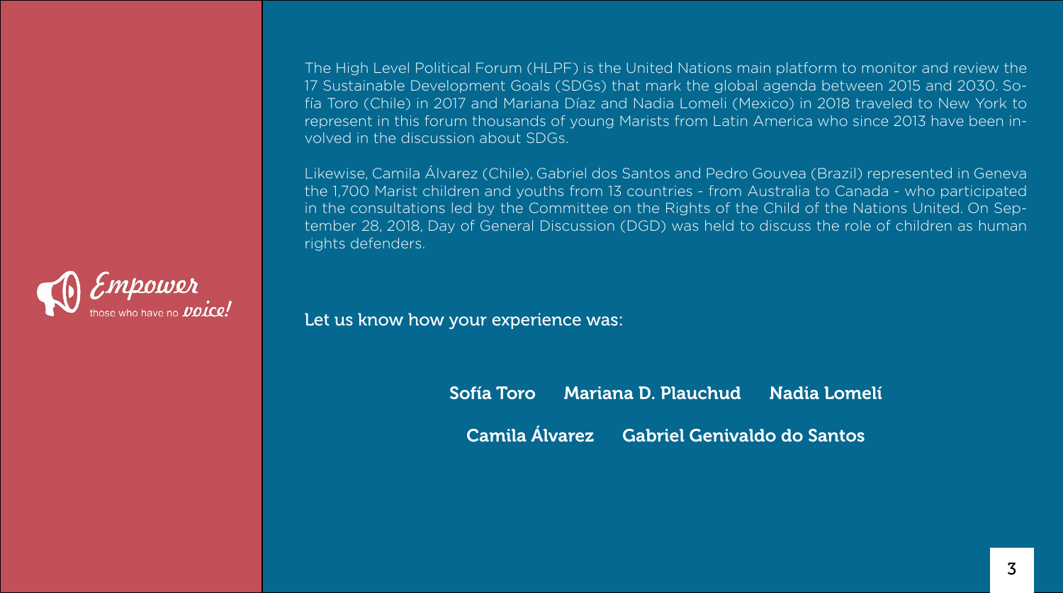Empower those who have no voice!

The High Level Political Forum (HLPF) is the United Nations main platform to monitor and review the 17 Sustainable Development Goals (SDGs) that mark the global agenda between 2015 and 2030. Sofía Toro (Chile) in 2017 and Mariana Díaz and Nadia Lomeli (Mexico) in 2018 traveled to New York to represent in this forum thousands of young Marists from Latin America who since 2013 have been involved in the discussion about SDGs.

Likewise, Camila Álvarez (Chile), Gabriel dos Santos and Pedro Gouvea (Brazil) represented in Geneva the 1,700 Marist children and youths from 13 countries - from Australia to Canada - who participated in the consultations led by the Committee on the Rights of the Child of the Nations United. On September 28, 2018, Day of General Discussion (DGD) was held to discuss the role of children as human rights defenders.

Let us know how your experience was:

**Sofía Toro** **Mariana D. Plauchud** **Nadia Lomelí**

**Camila Álvarez** **Gabriel Genivaldo do Santos**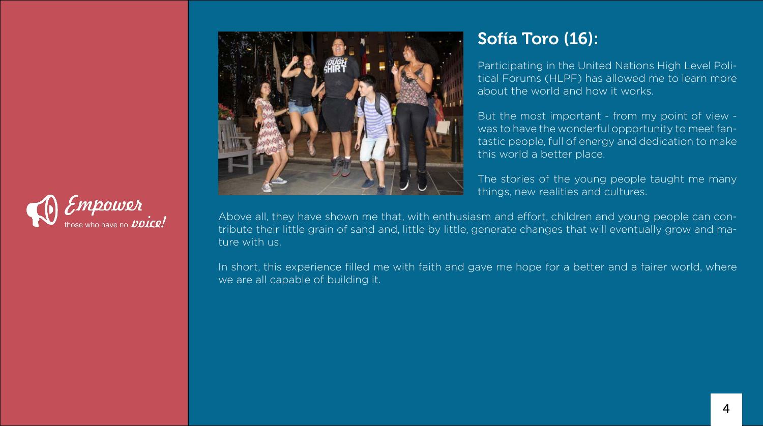## Sofía Toro (16):

Participating in the United Nations High Level Political Forums (HLPF) has allowed me to learn more about the world and how it works.

But the most important - from my point of view - was to have the wonderful opportunity to meet fantastic people, full of energy and dedication to make this world a better place.

The stories of the young people taught me many things, new realities and cultures.

Above all, they have shown me that, with enthusiasm and effort, children and young people can contribute their little grain of sand and, little by little, generate changes that will eventually grow and mature with us.

In short, this experience filled me with faith and gave me hope for a better and a fairer world, where we are all capable of building it.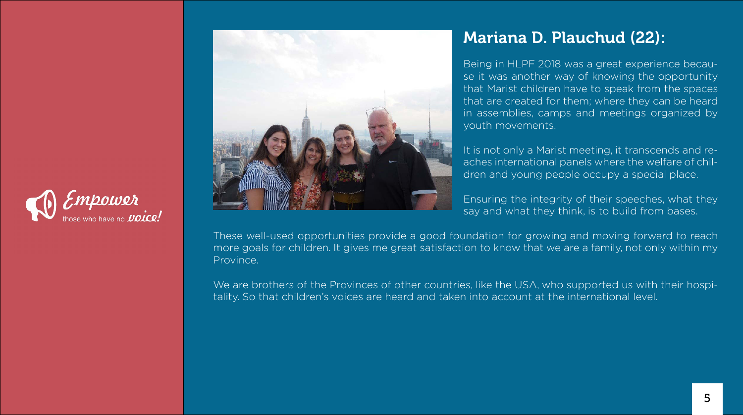Empower those who have no voice!

## Mariana D. Plauchud (22):

Being in HLPF 2018 was a great experience because it was another way of knowing the opportunity that Marist children have to speak from the spaces that are created for them; where they can be heard in assemblies, camps and meetings organized by youth movements.

It is not only a Marist meeting, it transcends and reaches international panels where the welfare of children and young people occupy a special place.

Ensuring the integrity of their speeches, what they say and what they think, is to build from bases.

These well-used opportunities provide a good foundation for growing and moving forward to reach more goals for children. It gives me great satisfaction to know that we are a family, not only within my Province.

We are brothers of the Provinces of other countries, like the USA, who supported us with their hospitality. So that children's voices are heard and taken into account at the international level.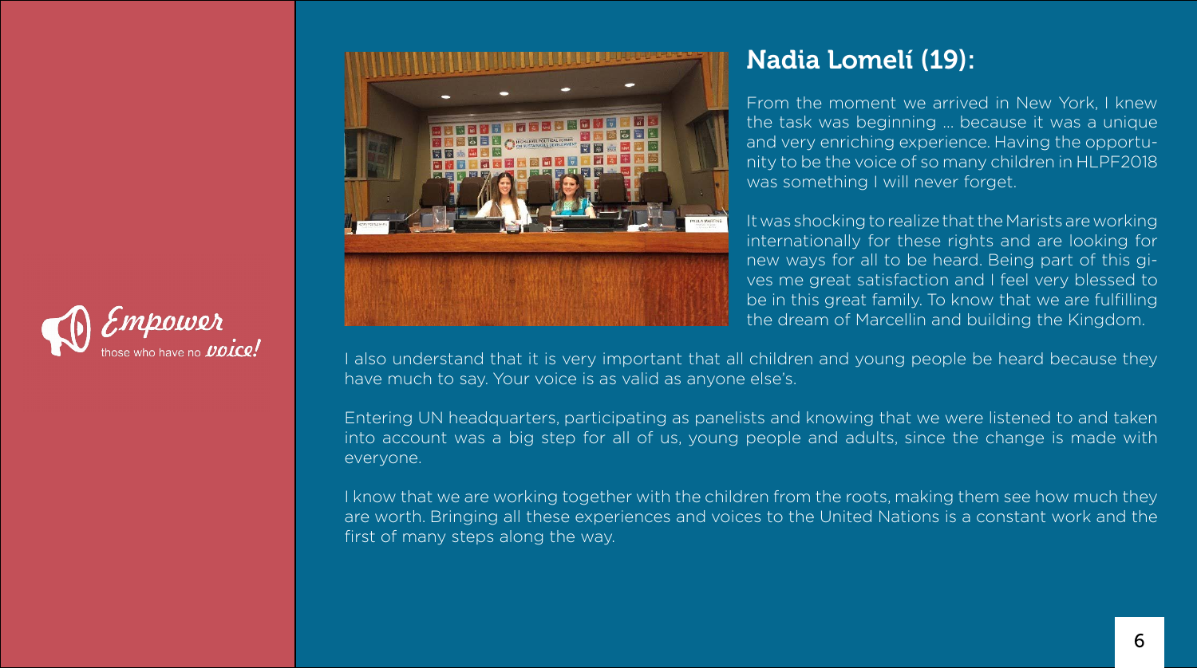## Nadia Lomelí (19):

From the moment we arrived in New York, I knew the task was beginning ... because it was a unique and very enriching experience. Having the opportunity to be the voice of so many children in HLPF2018 was something I will never forget.

It was shocking to realize that the Marists are working internationally for these rights and are looking for new ways for all to be heard. Being part of this gives me great satisfaction and I feel very blessed to be in this great family. To know that we are fulfilling the dream of Marcellin and building the Kingdom.

I also understand that it is very important that all children and young people be heard because they have much to say. Your voice is as valid as anyone else's.

Entering UN headquarters, participating as panelists and knowing that we were listened to and taken into account was a big step for all of us, young people and adults, since the change is made with everyone.

I know that we are working together with the children from the roots, making them see how much they are worth. Bringing all these experiences and voices to the United Nations is a constant work and the first of many steps along the way.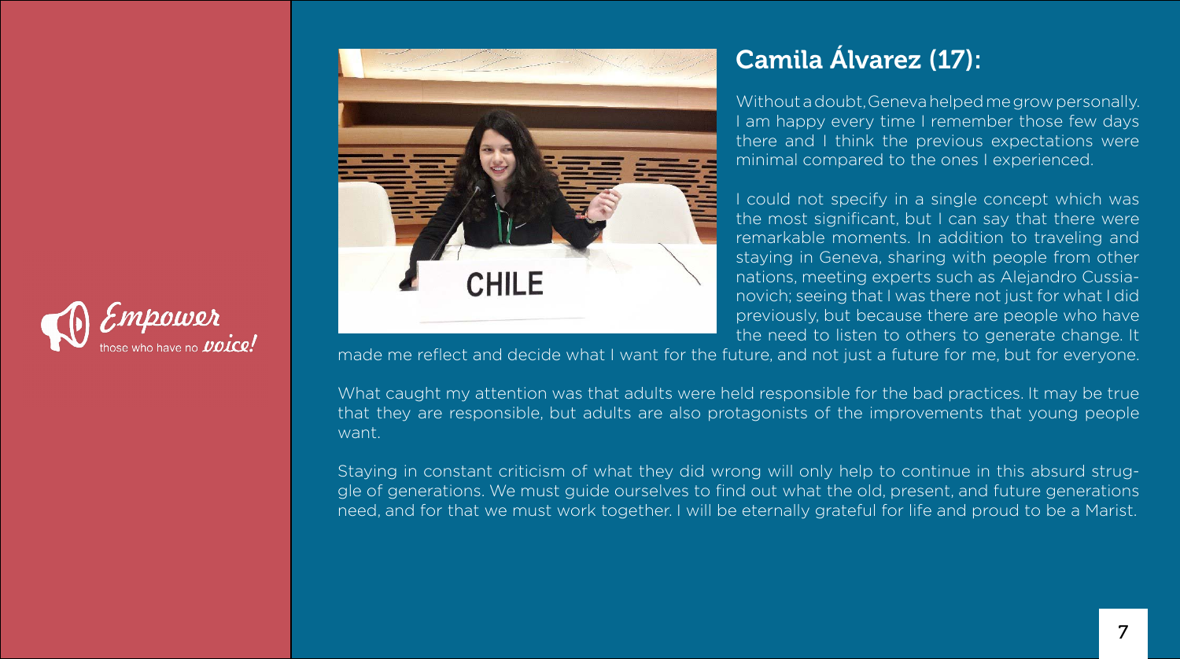## Camila Álvarez (17):

Without a doubt, Geneva helped me grow personally. I am happy every time I remember those few days there and I think the previous expectations were minimal compared to the ones I experienced.

I could not specify in a single concept which was the most significant, but I can say that there were remarkable moments. In addition to traveling and staying in Geneva, sharing with people from other nations, meeting experts such as Alejandro Cussianovich; seeing that I was there not just for what I did previously, but because there are people who have the need to listen to others to generate change. It made me reflect and decide what I want for the future, and not just a future for me, but for everyone.

What caught my attention was that adults were held responsible for the bad practices. It may be true that they are responsible, but adults are also protagonists of the improvements that young people want.

Staying in constant criticism of what they did wrong will only help to continue in this absurd struggle of generations. We must guide ourselves to find out what the old, present, and future generations need, and for that we must work together. I will be eternally grateful for life and proud to be a Marist.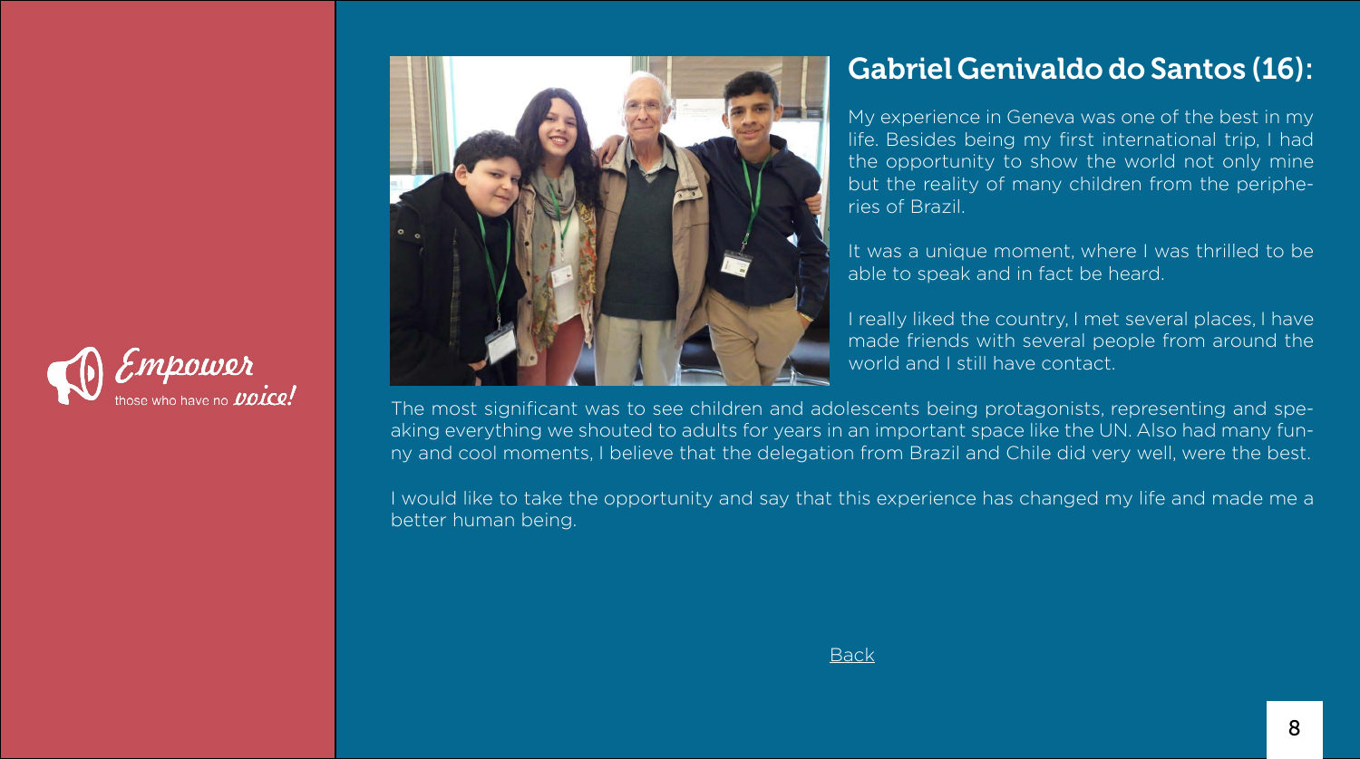Empower those who have no voice!

## Gabriel Genivaldo do Santos (16):

My experience in Geneva was one of the best in my life. Besides being my first international trip, I had the opportunity to show the world not only mine but the reality of many children from the peripheries of Brazil.

It was a unique moment, where I was thrilled to be able to speak and in fact be heard.

I really liked the country, I met several places, I have made friends with several people from around the world and I still have contact.

The most significant was to see children and adolescents being protagonists, representing and speaking everything we shouted to adults for years in an important space like the UN. Also had many funny and cool moments, I believe that the delegation from Brazil and Chile did very well, were the best.

I would like to take the opportunity and say that this experience has changed my life and made me a better human being.

Back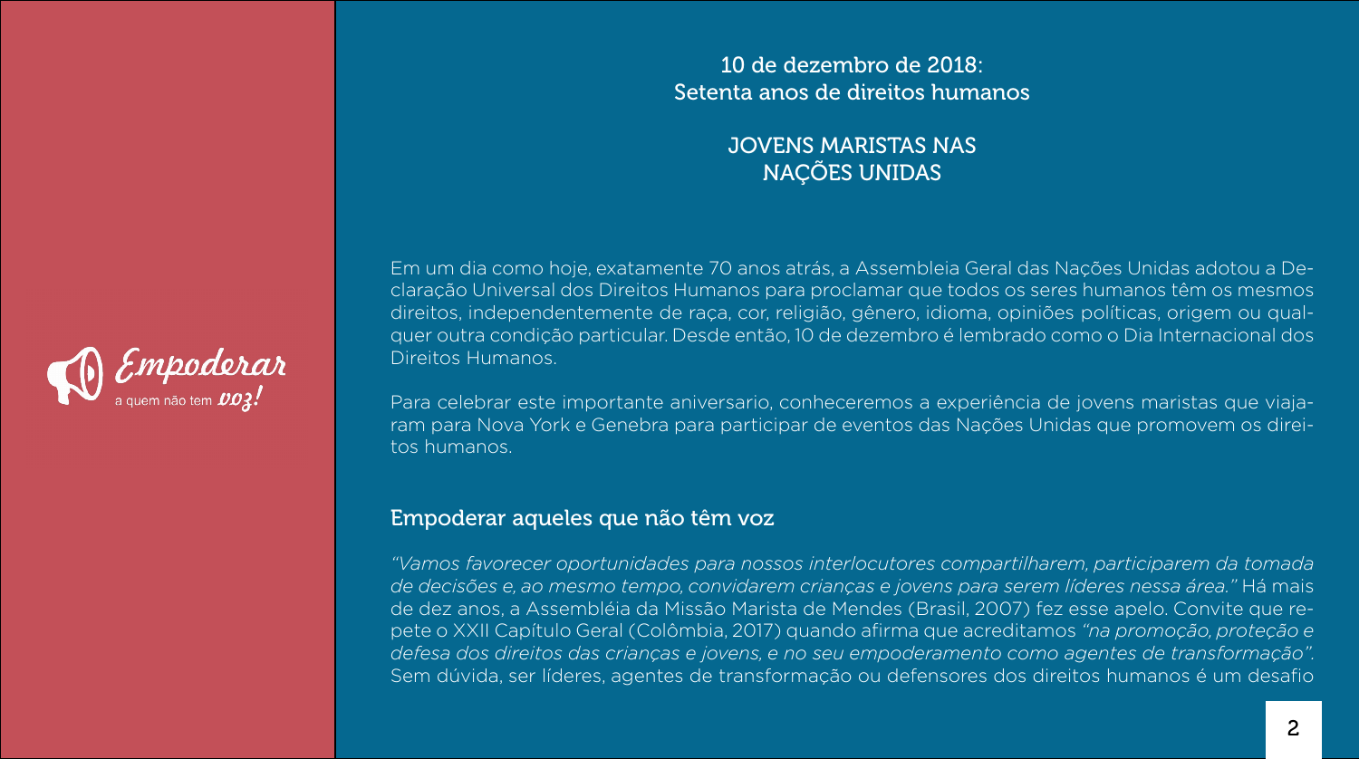Empoderar a quem não tem voz!

10 de dezembro de 2018:
Setenta anos de direitos humanos

# JOVENS MARISTAS NAS NAÇÕES UNIDAS

Em um dia como hoje, exatamente 70 anos atrás, a Assembleia Geral das Nações Unidas adotou a Declaração Universal dos Direitos Humanos para proclamar que todos os seres humanos têm os mesmos direitos, independentemente de raça, cor, religião, gênero, idioma, opiniões políticas, origem ou qualquer outra condição particular. Desde então, 10 de dezembro é lembrado como o Dia Internacional dos Direitos Humanos.

Para celebrar este importante aniversario, conheceremos a experiência de jovens maristas que viajaram para Nova York e Genebra para participar de eventos das Nações Unidas que promovem os direitos humanos.

## Empoderar aqueles que não têm voz

*"Vamos favorecer oportunidades para nossos interlocutores compartilharem, participarem da tomada de decisões e, ao mesmo tempo, convidarem crianças e jovens para serem líderes nessa área."* Há mais de dez anos, a Assembléia da Missão Marista de Mendes (Brasil, 2007) fez esse apelo. Convite que repete o XXII Capítulo Geral (Colômbia, 2017) quando afirma que acreditamos *"na promoção, proteção e defesa dos direitos das crianças e jovens, e no seu empoderamento como agentes de transformação"*. Sem dúvida, ser líderes, agentes de transformação ou defensores dos direitos humanos é um desafio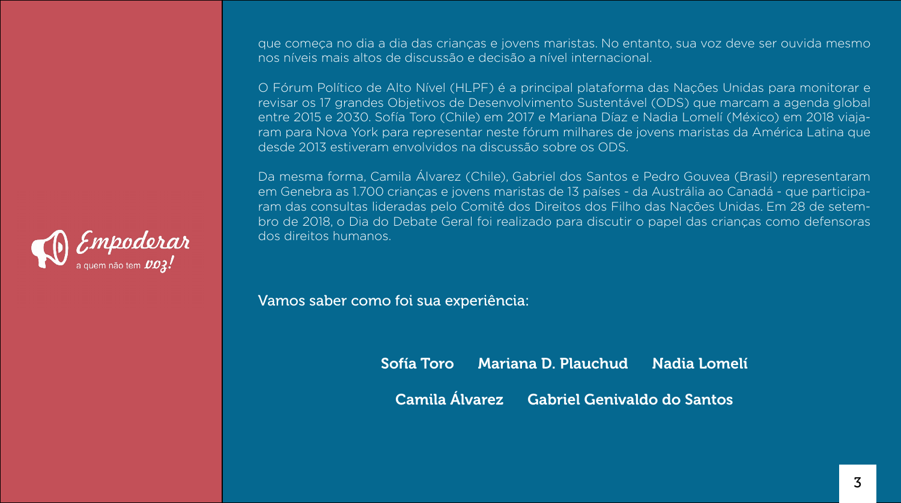Empoderar a quem não tem voz!

que começa no dia a dia das crianças e jovens maristas. No entanto, sua voz deve ser ouvida mesmo nos níveis mais altos de discussão e decisão a nível internacional.

O Fórum Político de Alto Nível (HLPF) é a principal plataforma das Nações Unidas para monitorar e revisar os 17 grandes Objetivos de Desenvolvimento Sustentável (ODS) que marcam a agenda global entre 2015 e 2030. Sofía Toro (Chile) em 2017 e Mariana Díaz e Nadia Lomelí (México) em 2018 viajaram para Nova York para representar neste fórum milhares de jovens maristas da América Latina que desde 2013 estiveram envolvidos na discussão sobre os ODS.

Da mesma forma, Camila Álvarez (Chile), Gabriel dos Santos e Pedro Gouvea (Brasil) representaram em Genebra as 1.700 crianças e jovens maristas de 13 países - da Austrália ao Canadá - que participaram das consultas lideradas pelo Comitê dos Direitos dos Filho das Nações Unidas. Em 28 de setembro de 2018, o Dia do Debate Geral foi realizado para discutir o papel das crianças como defensoras dos direitos humanos.

Vamos saber como foi sua experiência:

**Sofía Toro** | **Mariana D. Plauchud** | **Nadia Lomelí**

**Camila Álvarez** | **Gabriel Genivaldo do Santos**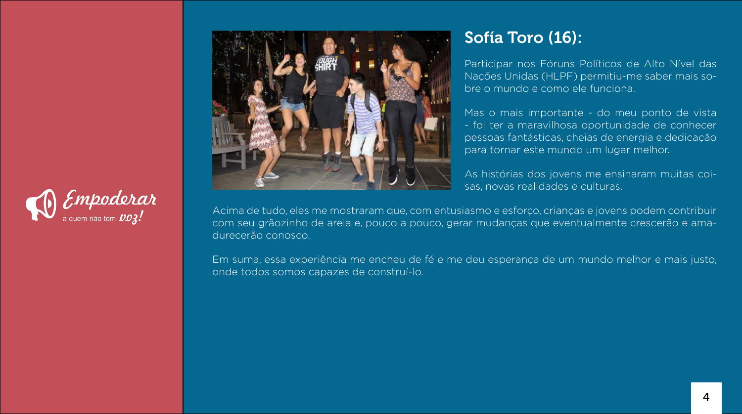## Sofía Toro (16):

Participar nos Fóruns Políticos de Alto Nível das Nações Unidas (HLPF) permitiu-me saber mais sobre o mundo e como ele funciona.

Mas o mais importante - do meu ponto de vista - foi ter a maravilhosa oportunidade de conhecer pessoas fantásticas, cheias de energia e dedicação para tornar este mundo um lugar melhor.

As histórias dos jovens me ensinaram muitas coisas, novas realidades e culturas.

Acima de tudo, eles me mostraram que, com entusiasmo e esforço, crianças e jovens podem contribuir com seu grãozinho de areia e, pouco a pouco, gerar mudanças que eventualmente crescerão e amadurecerão conosco.

Em suma, essa experiência me encheu de fé e me deu esperança de um mundo melhor e mais justo, onde todos somos capazes de construí-lo.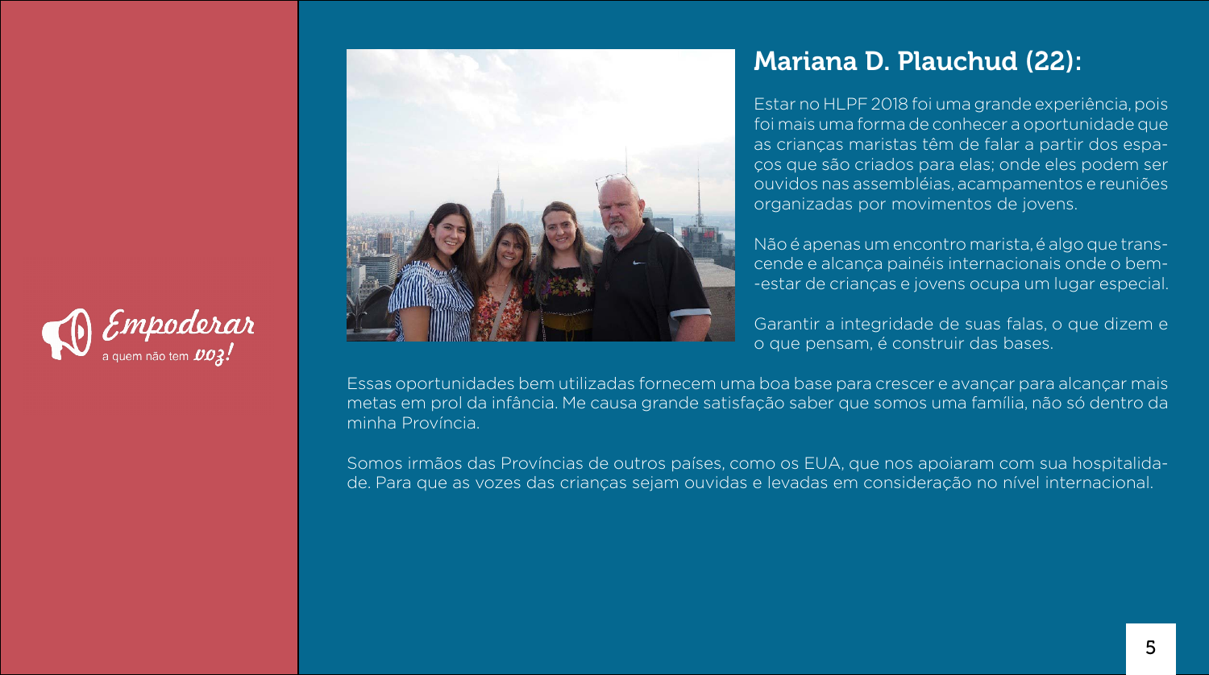## Mariana D. Plauchud (22):

Estar no HLPF 2018 foi uma grande experiência, pois foi mais uma forma de conhecer a oportunidade que as crianças maristas têm de falar a partir dos espaços que são criados para elas; onde eles podem ser ouvidos nas assembléias, acampamentos e reuniões organizadas por movimentos de jovens.

Não é apenas um encontro marista, é algo que transcende e alcança painéis internacionais onde o bem-estar de crianças e jovens ocupa um lugar especial.

Garantir a integridade de suas falas, o que dizem e o que pensam, é construir das bases.

Essas oportunidades bem utilizadas fornecem uma boa base para crescer e avançar para alcançar mais metas em prol da infância. Me causa grande satisfação saber que somos uma família, não só dentro da minha Província.

Somos irmãos das Províncias de outros países, como os EUA, que nos apoiaram com sua hospitalidade. Para que as vozes das crianças sejam ouvidas e levadas em consideração no nível internacional.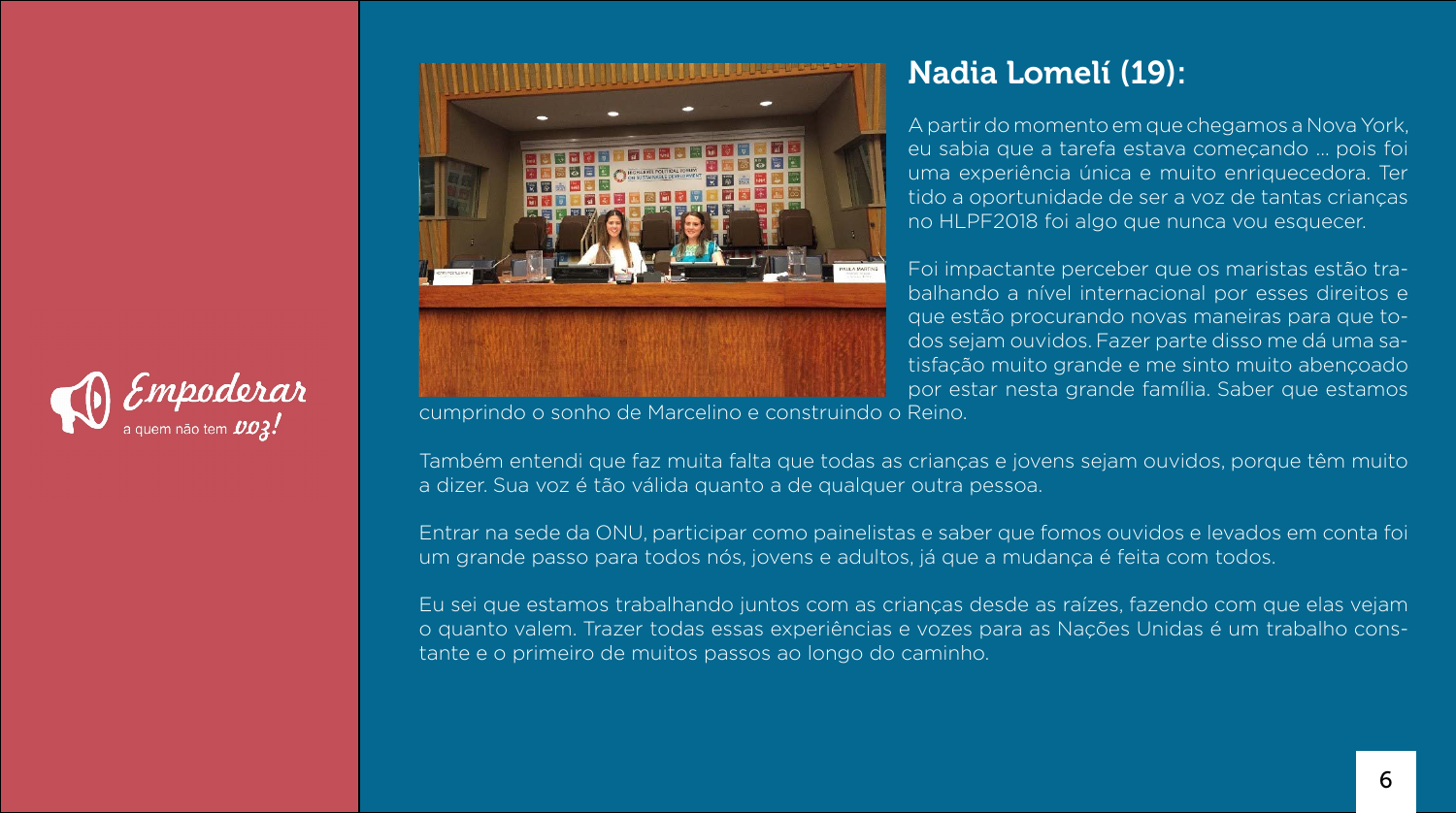## Nadia Lomelí (19):

A partir do momento em que chegamos a Nova York, eu sabia que a tarefa estava começando ... pois foi uma experiência única e muito enriquecedora. Ter tido a oportunidade de ser a voz de tantas crianças no HLPF2018 foi algo que nunca vou esquecer.

Foi impactante perceber que os maristas estão trabalhando a nível internacional por esses direitos e que estão procurando novas maneiras para que todos sejam ouvidos. Fazer parte disso me dá uma satisfação muito grande e me sinto muito abençoado por estar nesta grande família. Saber que estamos cumprindo o sonho de Marcelino e construindo o Reino.

Também entendi que faz muita falta que todas as crianças e jovens sejam ouvidos, porque têm muito a dizer. Sua voz é tão válida quanto a de qualquer outra pessoa.

Entrar na sede da ONU, participar como painelistas e saber que fomos ouvidos e levados em conta foi um grande passo para todos nós, jovens e adultos, já que a mudança é feita com todos.

Eu sei que estamos trabalhando juntos com as crianças desde as raízes, fazendo com que elas vejam o quanto valem. Trazer todas essas experiências e vozes para as Nações Unidas é um trabalho constante e o primeiro de muitos passos ao longo do caminho.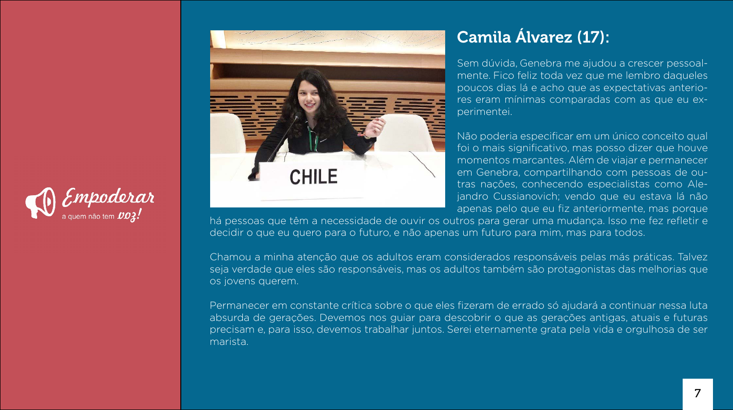## Camila Álvarez (17):

Sem dúvida, Genebra me ajudou a crescer pessoalmente. Fico feliz toda vez que me lembro daqueles poucos dias lá e acho que as expectativas anteriores eram mínimas comparadas com as que eu experimentei.

Não poderia especificar em um único conceito qual foi o mais significativo, mas posso dizer que houve momentos marcantes. Além de viajar e permanecer em Genebra, compartilhando com pessoas de outras nações, conhecendo especialistas como Alejandro Cussianovich; vendo que eu estava lá não apenas pelo que eu fiz anteriormente, mas porque há pessoas que têm a necessidade de ouvir os outros para gerar uma mudança. Isso me fez refletir e decidir o que eu quero para o futuro, e não apenas um futuro para mim, mas para todos.

Chamou a minha atenção que os adultos eram considerados responsáveis pelas más práticas. Talvez seja verdade que eles são responsáveis, mas os adultos também são protagonistas das melhorias que os jovens querem.

Permanecer em constante crítica sobre o que eles fizeram de errado só ajudará a continuar nessa luta absurda de gerações. Devemos nos guiar para descobrir o que as gerações antigas, atuais e futuras precisam e, para isso, devemos trabalhar juntos. Serei eternamente grata pela vida e orgulhosa de ser marista.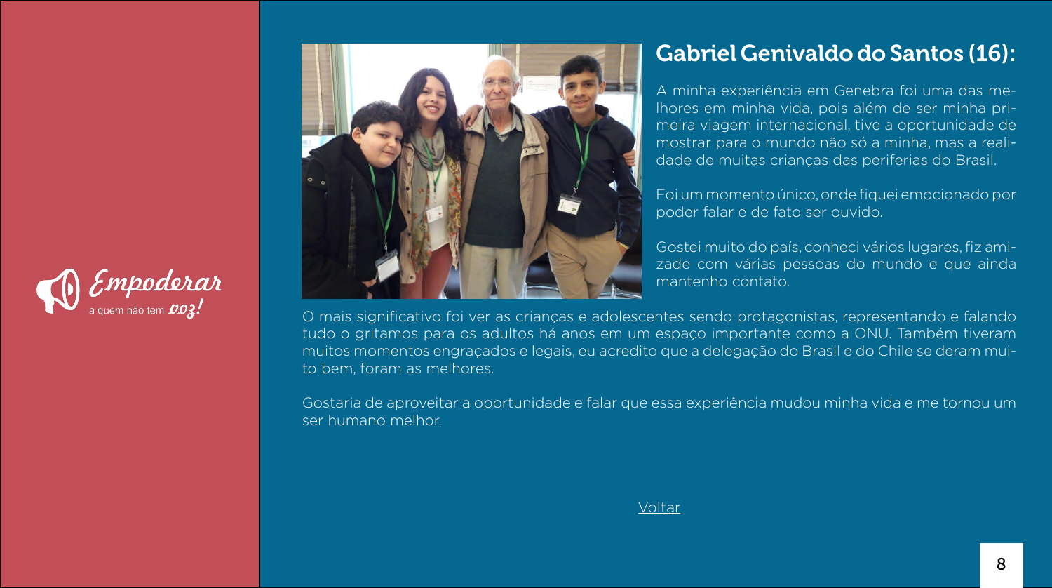Empoderar
a quem não tem voz!

## Gabriel Genivaldo do Santos (16):

A minha experiência em Genebra foi uma das melhores em minha vida, pois além de ser minha primeira viagem internacional, tive a oportunidade de mostrar para o mundo não só a minha, mas a realidade de muitas crianças das periferias do Brasil.

Foi um momento único, onde fiquei emocionado por poder falar e de fato ser ouvido.

Gostei muito do país, conheci vários lugares, fiz amizade com várias pessoas do mundo e que ainda mantenho contato.

O mais significativo foi ver as crianças e adolescentes sendo protagonistas, representando e falando tudo o gritamos para os adultos há anos em um espaço importante como a ONU. Também tiveram muitos momentos engraçados e legais, eu acredito que a delegação do Brasil e do Chile se deram muito bem, foram as melhores.

Gostaria de aproveitar a oportunidade e falar que essa experiência mudou minha vida e me tornou um ser humano melhor.

Voltar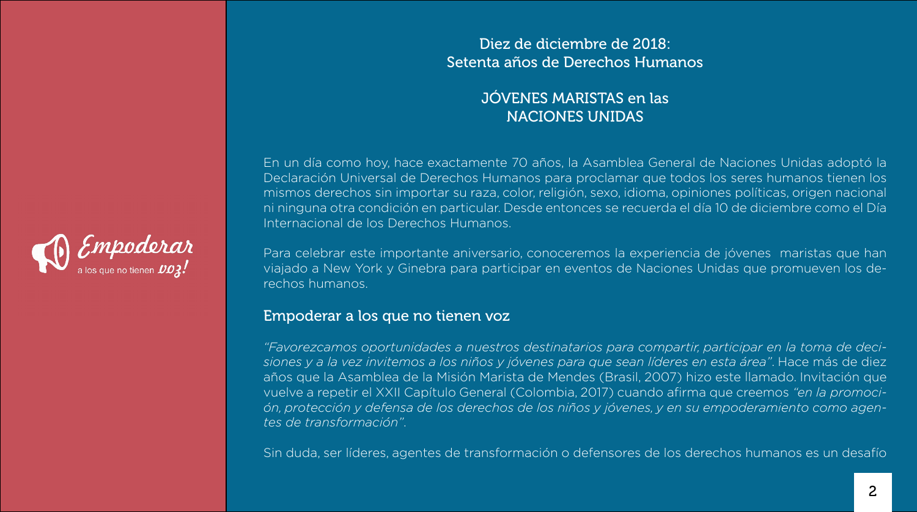Empoderar a los que no tienen voz!

## Diez de diciembre de 2018: Setenta años de Derechos Humanos

## JÓVENES MARISTAS en las NACIONES UNIDAS

En un día como hoy, hace exactamente 70 años, la Asamblea General de Naciones Unidas adoptó la Declaración Universal de Derechos Humanos para proclamar que todos los seres humanos tienen los mismos derechos sin importar su raza, color, religión, sexo, idioma, opiniones políticas, origen nacional ni ninguna otra condición en particular. Desde entonces se recuerda el día 10 de diciembre como el Día Internacional de los Derechos Humanos.

Para celebrar este importante aniversario, conoceremos la experiencia de jóvenes maristas que han viajado a New York y Ginebra para participar en eventos de Naciones Unidas que promueven los derechos humanos.

### Empoderar a los que no tienen voz

*"Favorezcamos oportunidades a nuestros destinatarios para compartir, participar en la toma de decisiones y a la vez invitemos a los niños y jóvenes para que sean líderes en esta área"*. Hace más de diez años que la Asamblea de la Misión Marista de Mendes (Brasil, 2007) hizo este llamado. Invitación que vuelve a repetir el XXII Capítulo General (Colombia, 2017) cuando afirma que creemos *"en la promoción, protección y defensa de los derechos de los niños y jóvenes, y en su empoderamiento como agentes de transformación"*.

Sin duda, ser líderes, agentes de transformación o defensores de los derechos humanos es un desafío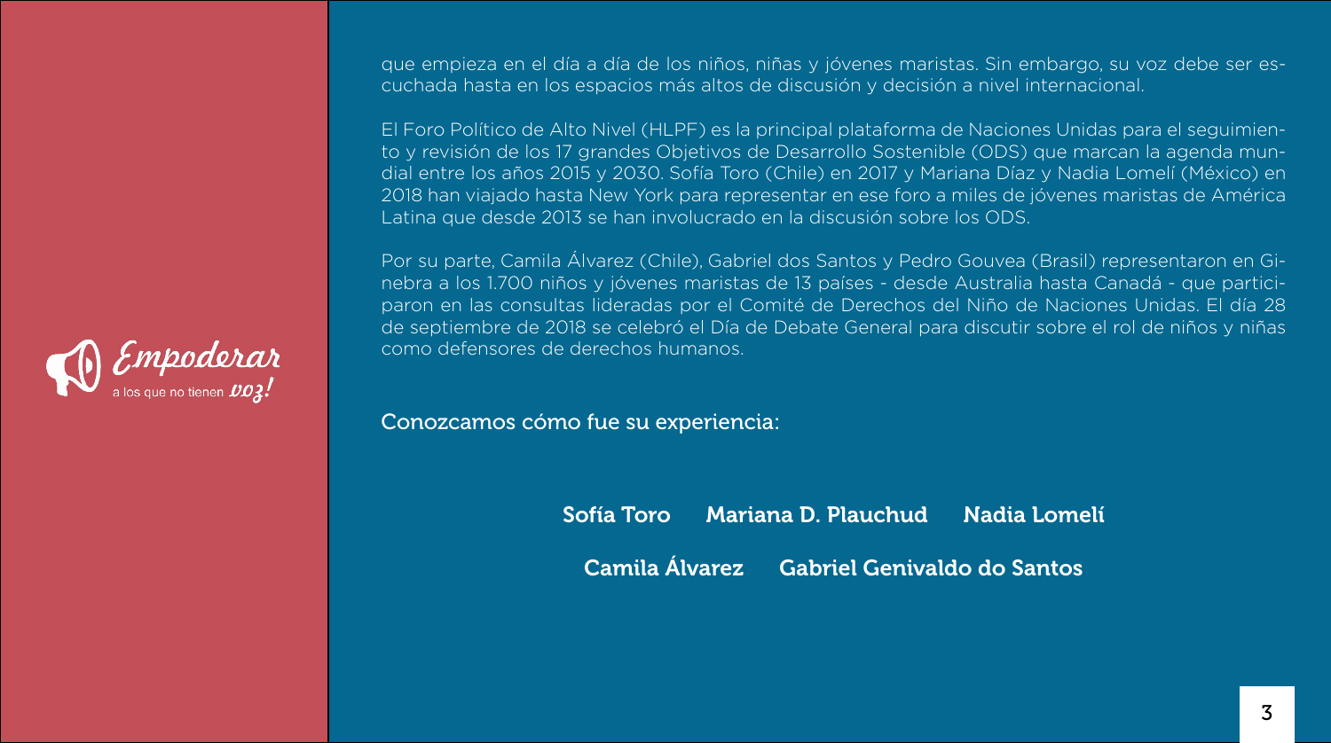que empieza en el día a día de los niños, niñas y jóvenes maristas. Sin embargo, su voz debe ser escuchada hasta en los espacios más altos de discusión y decisión a nivel internacional.

El Foro Político de Alto Nivel (HLPF) es la principal plataforma de Naciones Unidas para el seguimiento y revisión de los 17 grandes Objetivos de Desarrollo Sostenible (ODS) que marcan la agenda mundial entre los años 2015 y 2030. Sofía Toro (Chile) en 2017 y Mariana Díaz y Nadia Lomelí (México) en 2018 han viajado hasta New York para representar en ese foro a miles de jóvenes maristas de América Latina que desde 2013 se han involucrado en la discusión sobre los ODS.

Por su parte, Camila Álvarez (Chile), Gabriel dos Santos y Pedro Gouvea (Brasil) representaron en Ginebra a los 1.700 niños y jóvenes maristas de 13 países - desde Australia hasta Canadá - que participaron en las consultas lideradas por el Comité de Derechos del Niño de Naciones Unidas. El día 28 de septiembre de 2018 se celebró el Día de Debate General para discutir sobre el rol de niños y niñas como defensores de derechos humanos.

Empoderar a los que no tienen voz!

Conozcamos cómo fue su experiencia:

Sofía Toro    Mariana D. Plauchud    Nadia Lomelí

Camila Álvarez    Gabriel Genivaldo do Santos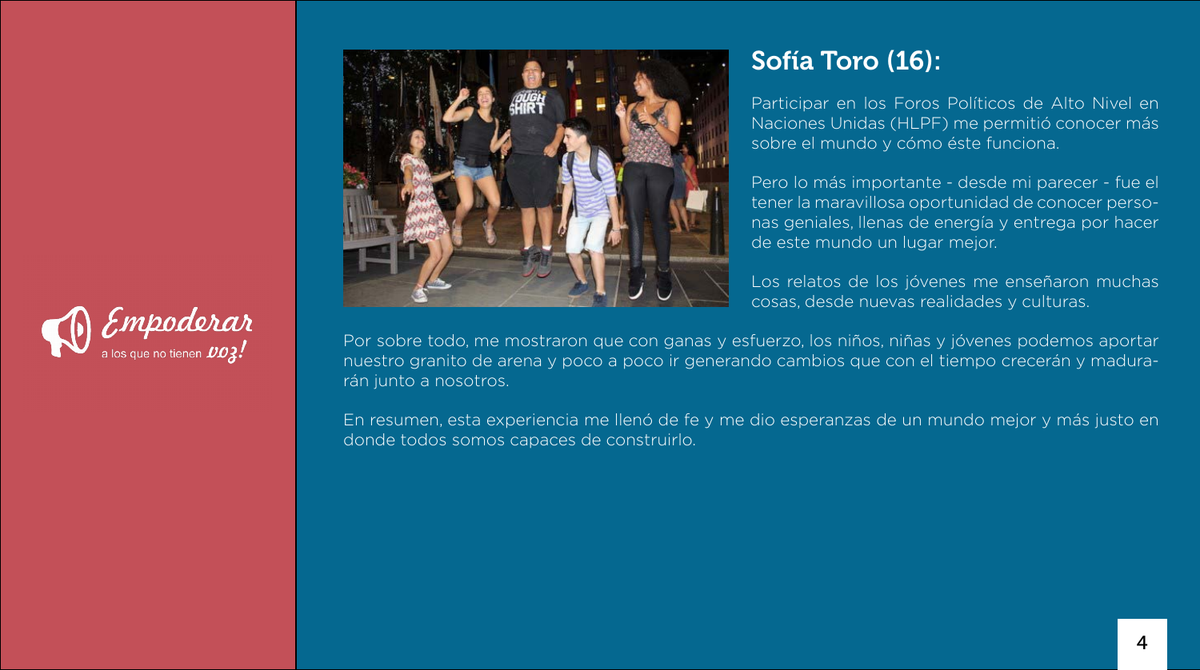## Sofía Toro (16):

Participar en los Foros Políticos de Alto Nivel en Naciones Unidas (HLPF) me permitió conocer más sobre el mundo y cómo éste funciona.

Pero lo más importante - desde mi parecer - fue el tener la maravillosa oportunidad de conocer personas geniales, llenas de energía y entrega por hacer de este mundo un lugar mejor.

Los relatos de los jóvenes me enseñaron muchas cosas, desde nuevas realidades y culturas.

Por sobre todo, me mostraron que con ganas y esfuerzo, los niños, niñas y jóvenes podemos aportar nuestro granito de arena y poco a poco ir generando cambios que con el tiempo crecerán y madurarán junto a nosotros.

En resumen, esta experiencia me llenó de fe y me dio esperanzas de un mundo mejor y más justo en donde todos somos capaces de construirlo.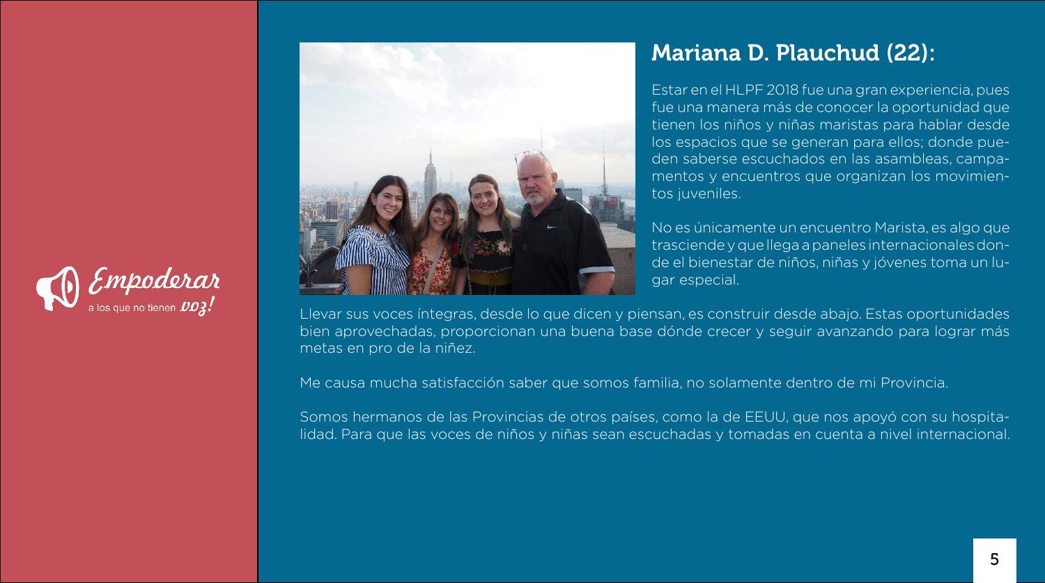## Mariana D. Plauchud (22):

Estar en el HLPF 2018 fue una gran experiencia, pues fue una manera más de conocer la oportunidad que tienen los niños y niñas maristas para hablar desde los espacios que se generan para ellos; donde pueden saberse escuchados en las asambleas, campamentos y encuentros que organizan los movimientos juveniles.

No es únicamente un encuentro Marista, es algo que trasciende y que llega a paneles internacionales donde el bienestar de niños, niñas y jóvenes toma un lugar especial.

Llevar sus voces íntegras, desde lo que dicen y piensan, es construir desde abajo. Estas oportunidades bien aprovechadas, proporcionan una buena base dónde crecer y seguir avanzando para lograr más metas en pro de la niñez.

Me causa mucha satisfacción saber que somos familia, no solamente dentro de mi Provincia.

Somos hermanos de las Provincias de otros países, como la de EEUU, que nos apoyó con su hospitalidad. Para que las voces de niños y niñas sean escuchadas y tomadas en cuenta a nivel internacional.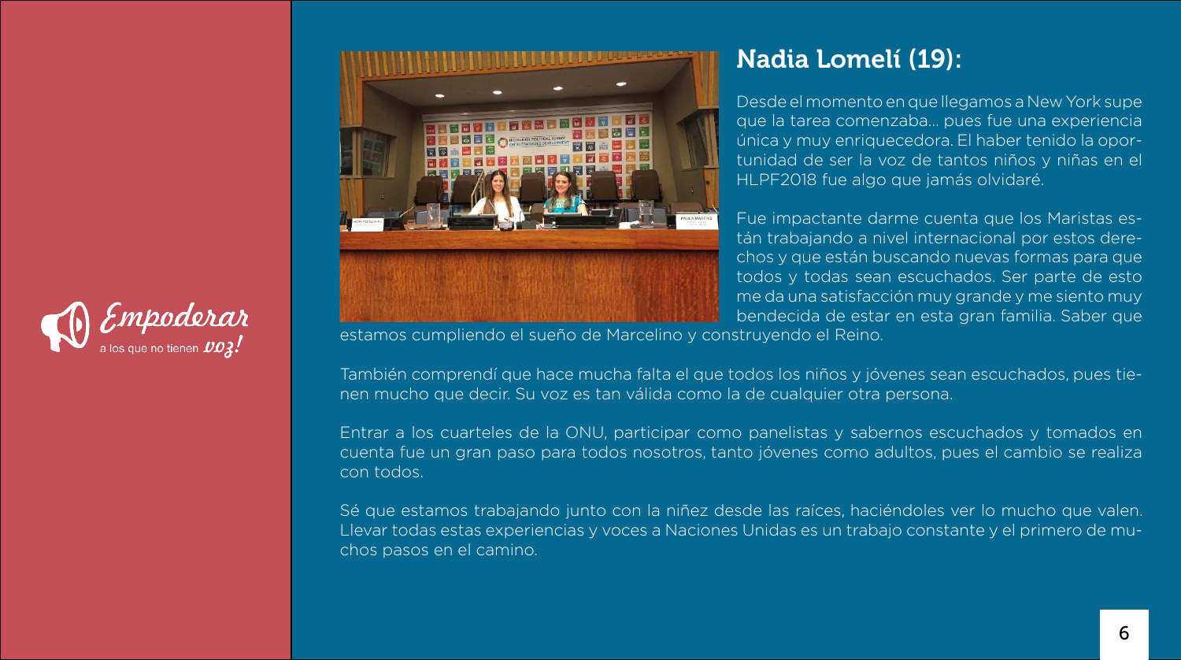Empoderar a los que no tienen voz!

## Nadia Lomelí (19):

Desde el momento en que llegamos a New York supe que la tarea comenzaba... pues fue una experiencia única y muy enriquecedora. El haber tenido la oportunidad de ser la voz de tantos niños y niñas en el HLPF2018 fue algo que jamás olvidaré.

Fue impactante darme cuenta que los Maristas están trabajando a nivel internacional por estos derechos y que están buscando nuevas formas para que todos y todas sean escuchados. Ser parte de esto me da una satisfacción muy grande y me siento muy bendecida de estar en esta gran familia. Saber que estamos cumpliendo el sueño de Marcelino y construyendo el Reino.

También comprendí que hace mucha falta el que todos los niños y jóvenes sean escuchados, pues tienen mucho que decir. Su voz es tan válida como la de cualquier otra persona.

Entrar a los cuarteles de la ONU, participar como panelistas y sabernos escuchados y tomados en cuenta fue un gran paso para todos nosotros, tanto jóvenes como adultos, pues el cambio se realiza con todos.

Sé que estamos trabajando junto con la niñez desde las raíces, haciéndoles ver lo mucho que valen. Llevar todas estas experiencias y voces a Naciones Unidas es un trabajo constante y el primero de muchos pasos en el camino.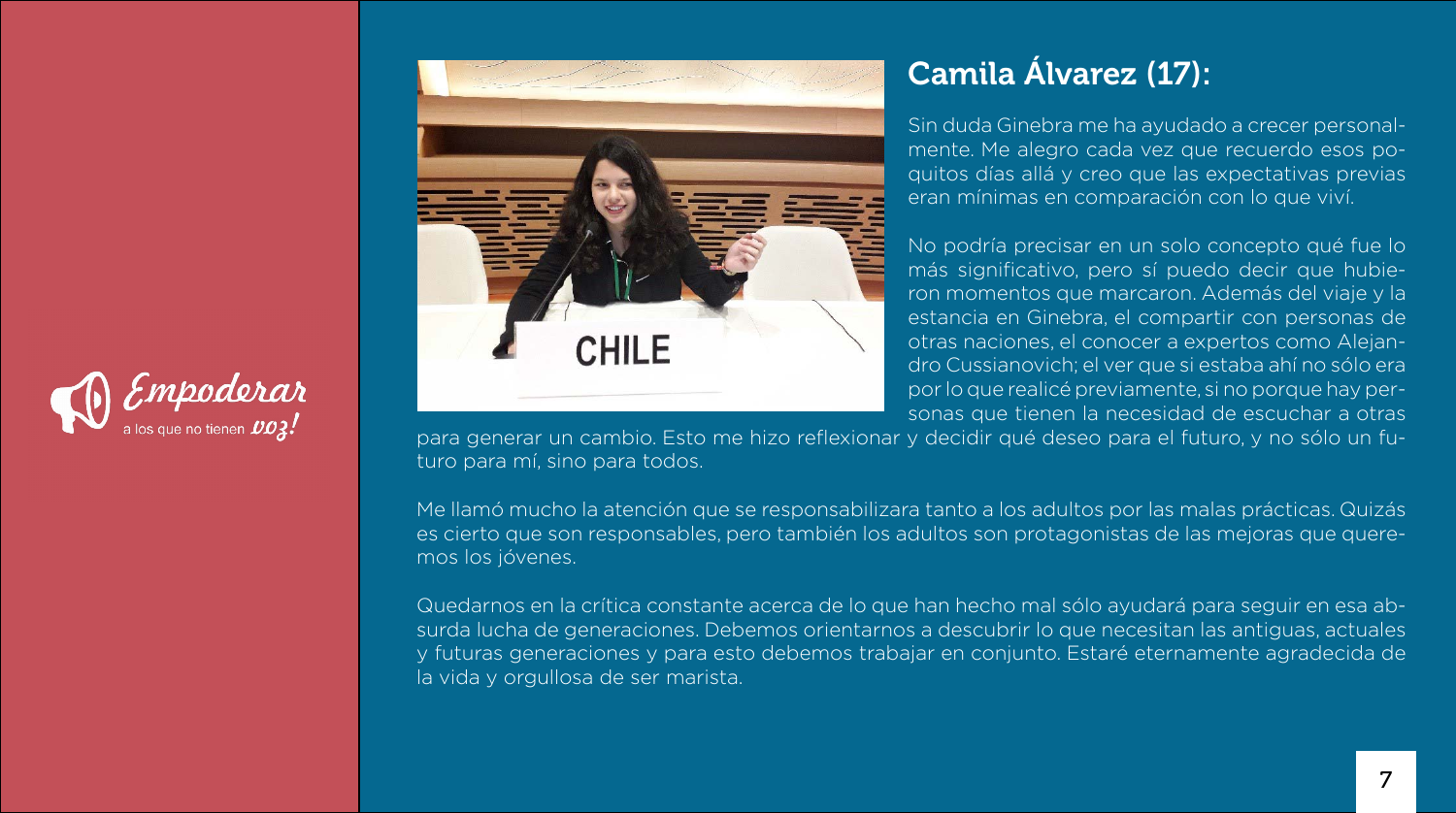## Camila Álvarez (17):

Sin duda Ginebra me ha ayudado a crecer personalmente. Me alegro cada vez que recuerdo esos poquitos días allá y creo que las expectativas previas eran mínimas en comparación con lo que viví.

No podría precisar en un solo concepto qué fue lo más significativo, pero sí puedo decir que hubieron momentos que marcaron. Además del viaje y la estancia en Ginebra, el compartir con personas de otras naciones, el conocer a expertos como Alejandro Cussianovich; el ver que si estaba ahí no sólo era por lo que realicé previamente, si no porque hay personas que tienen la necesidad de escuchar a otras para generar un cambio. Esto me hizo reflexionar y decidir qué deseo para el futuro, y no sólo un futuro para mí, sino para todos.

Me llamó mucho la atención que se responsabilizara tanto a los adultos por las malas prácticas. Quizás es cierto que son responsables, pero también los adultos son protagonistas de las mejoras que queremos los jóvenes.

Quedarnos en la crítica constante acerca de lo que han hecho mal sólo ayudará para seguir en esa absurda lucha de generaciones. Debemos orientarnos a descubrir lo que necesitan las antiguas, actuales y futuras generaciones y para esto debemos trabajar en conjunto. Estaré eternamente agradecida de la vida y orgullosa de ser marista.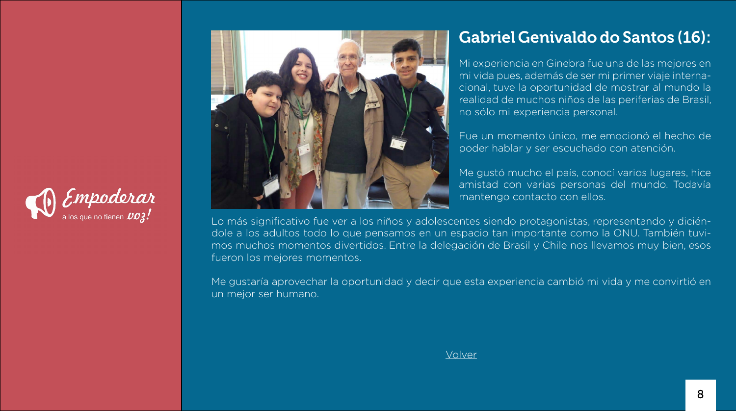Empoderar a los que no tienen voz!

## Gabriel Genivaldo do Santos (16):

Mi experiencia en Ginebra fue una de las mejores en mi vida pues, además de ser mi primer viaje internacional, tuve la oportunidad de mostrar al mundo la realidad de muchos niños de las periferias de Brasil, no sólo mi experiencia personal.

Fue un momento único, me emocionó el hecho de poder hablar y ser escuchado con atención.

Me gustó mucho el país, conocí varios lugares, hice amistad con varias personas del mundo. Todavía mantengo contacto con ellos.

Lo más significativo fue ver a los niños y adolescentes siendo protagonistas, representando y diciéndole a los adultos todo lo que pensamos en un espacio tan importante como la ONU. También tuvimos muchos momentos divertidos. Entre la delegación de Brasil y Chile nos llevamos muy bien, esos fueron los mejores momentos.

Me gustaría aprovechar la oportunidad y decir que esta experiencia cambió mi vida y me convirtió en un mejor ser humano.

Volver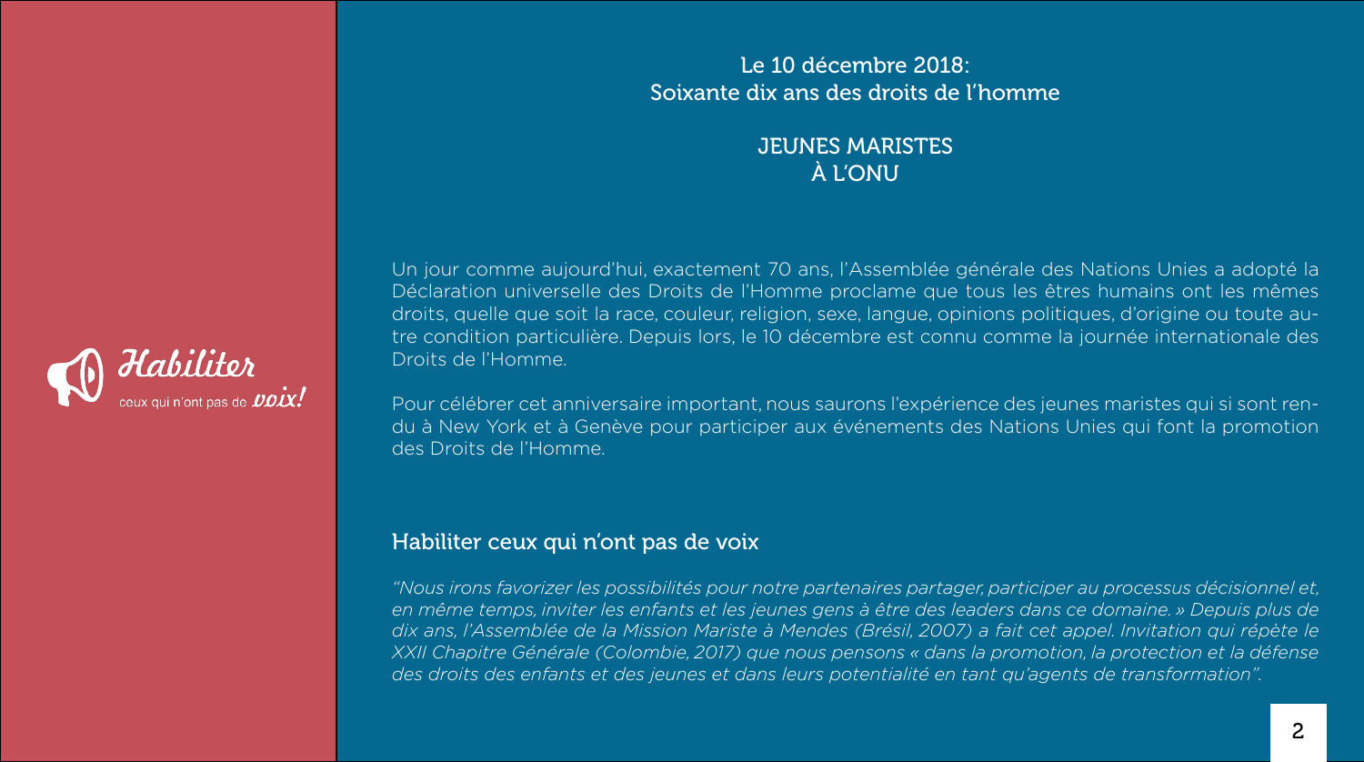Habiliter ceux qui n'ont pas de voix!

## Le 10 décembre 2018: Soixante dix ans des droits de l'homme

## JEUNES MARISTES À L'ONU

Un jour comme aujourd'hui, exactement 70 ans, l'Assemblée générale des Nations Unies a adopté la Déclaration universelle des Droits de l'Homme proclame que tous les êtres humains ont les mêmes droits, quelle que soit la race, couleur, religion, sexe, langue, opinions politiques, d'origine ou toute autre condition particulière. Depuis lors, le 10 décembre est connu comme la journée internationale des Droits de l'Homme.

Pour célébrer cet anniversaire important, nous saurons l'expérience des jeunes maristes qui si sont rendu à New York et à Genève pour participer aux événements des Nations Unies qui font la promotion des Droits de l'Homme.

### Habiliter ceux qui n'ont pas de voix

*"Nous irons favorizer les possibilités pour notre partenaires partager, participer au processus décisionnel et, en même temps, inviter les enfants et les jeunes gens à être des leaders dans ce domaine. » Depuis plus de dix ans, l'Assemblée de la Mission Mariste à Mendes (Brésil, 2007) a fait cet appel. Invitation qui répète le XXII Chapitre Générale (Colombie, 2017) que nous pensons « dans la promotion, la protection et la défense des droits des enfants et des jeunes et dans leurs potentialité en tant qu'agents de transformation".*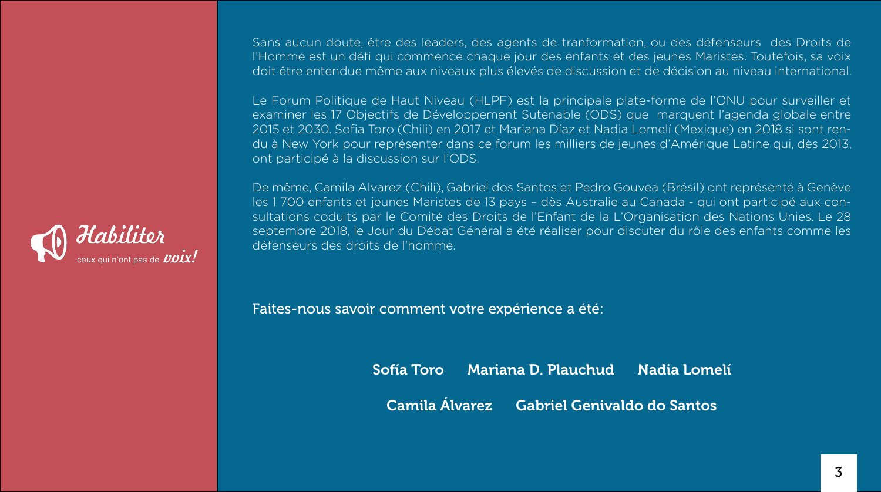*Habiliter* ceux qui n'ont pas de *voix!*

Sans aucun doute, être des leaders, des agents de tranformation, ou des défenseurs des Droits de l'Homme est un défi qui commence chaque jour des enfants et des jeunes Maristes. Toutefois, sa voix doit être entendue même aux niveaux plus élevés de discussion et de décision au niveau international.

Le Forum Politique de Haut Niveau (HLPF) est la principale plate-forme de l'ONU pour surveiller et examiner les 17 Objectifs de Développement Sutenable (ODS) que marquent l'agenda globale entre 2015 et 2030. Sofia Toro (Chili) en 2017 et Mariana Díaz et Nadia Lomelí (Mexique) en 2018 si sont rendu à New York pour représenter dans ce forum les milliers de jeunes d'Amérique Latine qui, dès 2013, ont participé à la discussion sur l'ODS.

De même, Camila Alvarez (Chili), Gabriel dos Santos et Pedro Gouvea (Brésil) ont représenté à Genève les 1 700 enfants et jeunes Maristes de 13 pays – dès Australie au Canada - qui ont participé aux consultations coduits par le Comité des Droits de l'Enfant de la L'Organisation des Nations Unies. Le 28 septembre 2018, le Jour du Débat Général a été réaliser pour discuter du rôle des enfants comme les défenseurs des droits de l'homme.

Faites-nous savoir comment votre expérience a été:

**Sofía Toro** **Mariana D. Plauchud** **Nadia Lomelí**

**Camila Álvarez** **Gabriel Genivaldo do Santos**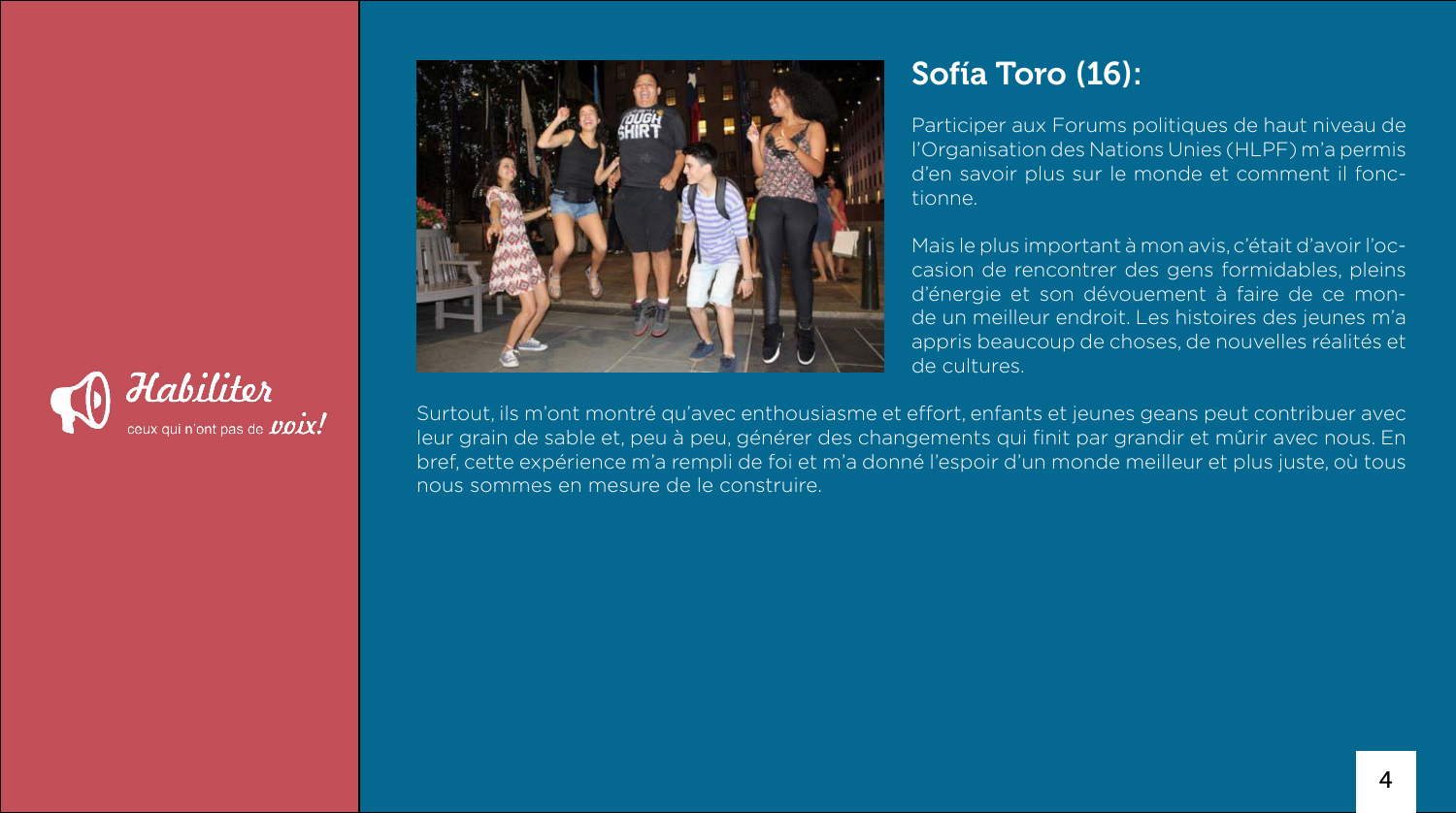## Sofía Toro (16):

Participer aux Forums politiques de haut niveau de l'Organisation des Nations Unies (HLPF) m'a permis d'en savoir plus sur le monde et comment il fonctionne.

Mais le plus important à mon avis, c'était d'avoir l'occasion de rencontrer des gens formidables, pleins d'énergie et son dévouement à faire de ce monde un meilleur endroit. Les histoires des jeunes m'a appris beaucoup de choses, de nouvelles réalités et de cultures.

Surtout, ils m'ont montré qu'avec enthousiasme et effort, enfants et jeunes geans peut contribuer avec leur grain de sable et, peu à peu, générer des changements qui finit par grandir et mûrir avec nous. En bref, cette expérience m'a rempli de foi et m'a donné l'espoir d'un monde meilleur et plus juste, où tous nous sommes en mesure de le construire.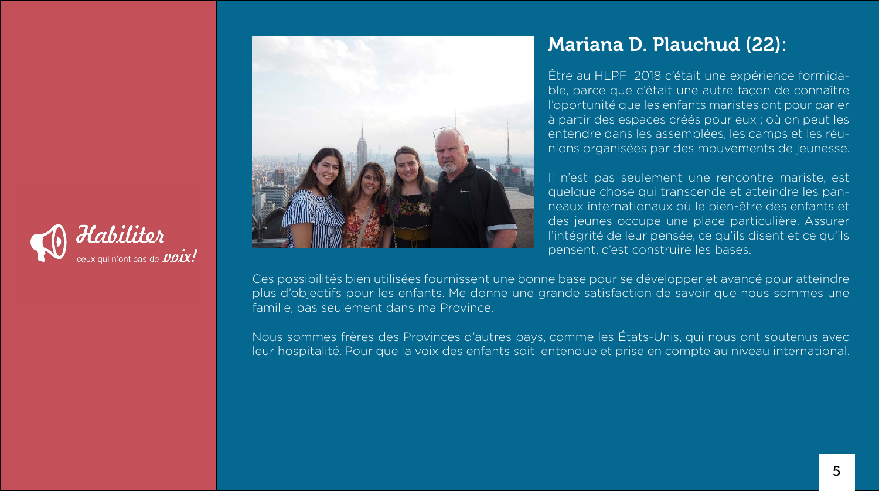Habiliter ceux qui n'ont pas de voix!

## Mariana D. Plauchud (22):

Être au HLPF 2018 c'était une expérience formidable, parce que c'était une autre façon de connaître l'oportunité que les enfants maristes ont pour parler à partir des espaces créés pour eux ; où on peut les entendre dans les assemblées, les camps et les réunions organisées par des mouvements de jeunesse.

Il n'est pas seulement une rencontre mariste, est quelque chose qui transcende et atteindre les panneaux internationaux où le bien-être des enfants et des jeunes occupe une place particulière. Assurer l'intégrité de leur pensée, ce qu'ils disent et ce qu'ils pensent, c'est construire les bases.

Ces possibilités bien utilisées fournissent une bonne base pour se développer et avancé pour atteindre plus d'objectifs pour les enfants. Me donne une grande satisfaction de savoir que nous sommes une famille, pas seulement dans ma Province.

Nous sommes frères des Provinces d'autres pays, comme les États-Unis, qui nous ont soutenus avec leur hospitalité. Pour que la voix des enfants soit entendue et prise en compte au niveau international.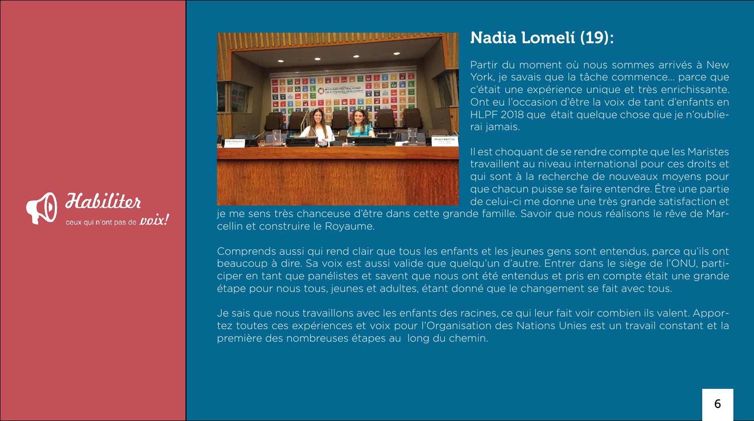*Habiliter* ceux qui n'ont pas de *voix!*

## Nadia Lomelí (19):

Partir du moment où nous sommes arrivés à New York, je savais que la tâche commence... parce que c'était une expérience unique et très enrichissante. Ont eu l'occasion d'être la voix de tant d'enfants en HLPF 2018 que était quelque chose que je n'oublierai jamais.

Il est choquant de se rendre compte que les Maristes travaillent au niveau international pour ces droits et qui sont à la recherche de nouveaux moyens pour que chacun puisse se faire entendre. Être une partie de celui-ci me donne une très grande satisfaction et je me sens très chanceuse d'être dans cette grande famille. Savoir que nous réalisons le rêve de Marcellin et construire le Royaume.

Comprends aussi qui rend clair que tous les enfants et les jeunes gens sont entendus, parce qu'ils ont beaucoup à dire. Sa voix est aussi valide que quelqu'un d'autre. Entrer dans le siège de l'ONU, participer en tant que panélistes et savent que nous ont été entendus et pris en compte était une grande étape pour nous tous, jeunes et adultes, étant donné que le changement se fait avec tous.

Je sais que nous travaillons avec les enfants des racines, ce qui leur fait voir combien ils valent. Apportez toutes ces expériences et voix pour l'Organisation des Nations Unies est un travail constant et la première des nombreuses étapes au long du chemin.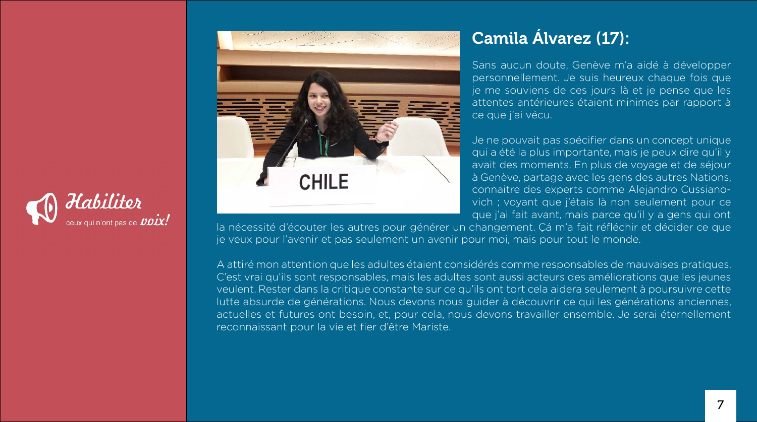## Camila Álvarez (17):

Sans aucun doute, Genève m'a aidé à développer personnellement. Je suis heureux chaque fois que je me souviens de ces jours là et je pense que les attentes antérieures étaient minimes par rapport à ce que j'ai vécu.

Je ne pouvait pas spécifier dans un concept unique qui a été la plus importante, mais je peux dire qu'il y avait des moments. En plus de voyage et de séjour à Genève, partage avec les gens des autres Nations, connaitre des experts comme Alejandro Cussianovich ; voyant que j'étais là non seulement pour ce que j'ai fait avant, mais parce qu'il y a gens qui ont la nécessité d'écouter les autres pour générer un changement. Çá m'a fait réfléchir et décider ce que je veux pour l'avenir et pas seulement un avenir pour moi, mais pour tout le monde.

A attiré mon attention que les adultes étaient considérés comme responsables de mauvaises pratiques. C'est vrai qu'ils sont responsables, mais les adultes sont aussi acteurs des améliorations que les jeunes veulent. Rester dans la critique constante sur ce qu'ils ont tort cela aidera seulement à poursuivre cette lutte absurde de générations. Nous devons nous guider à découvrir ce qui les générations anciennes, actuelles et futures ont besoin, et, pour cela, nous devons travailler ensemble. Je serai éternellement reconnaissant pour la vie et fier d'être Mariste.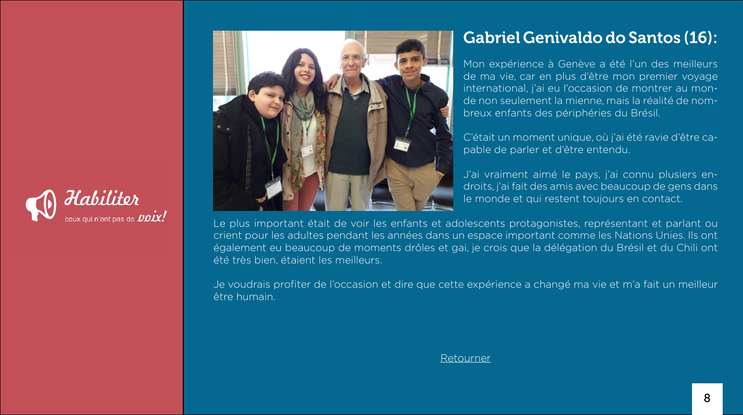Habiliter ceux qui n'ont pas de voix!

## Gabriel Genivaldo do Santos (16):

Mon expérience à Genève a été l'un des meilleurs de ma vie, car en plus d'être mon premier voyage international, j'ai eu l'occasion de montrer au monde non seulement la mienne, mais la réalité de nombreux enfants des périphéries du Brésil.

C'était un moment unique, où j'ai été ravie d'être capable de parler et d'être entendu.

J'ai vraiment aimé le pays, j'ai connu plusieurs endroits, j'ai fait des amis avec beaucoup de gens dans le monde et qui restent toujours en contact.

Le plus important était de voir les enfants et adolescents protagonistes, représentant et parlant ou crient pour les adultes pendant les années dans un espace important comme les Nations Unies. Ils ont également eu beaucoup de moments drôles et gai, je crois que la délégation du Brésil et du Chili ont été très bien, étaient les meilleurs.

Je voudrais profiter de l'occasion et dire que cette expérience a changé ma vie et m'a fait un meilleur être humain.

Retourner